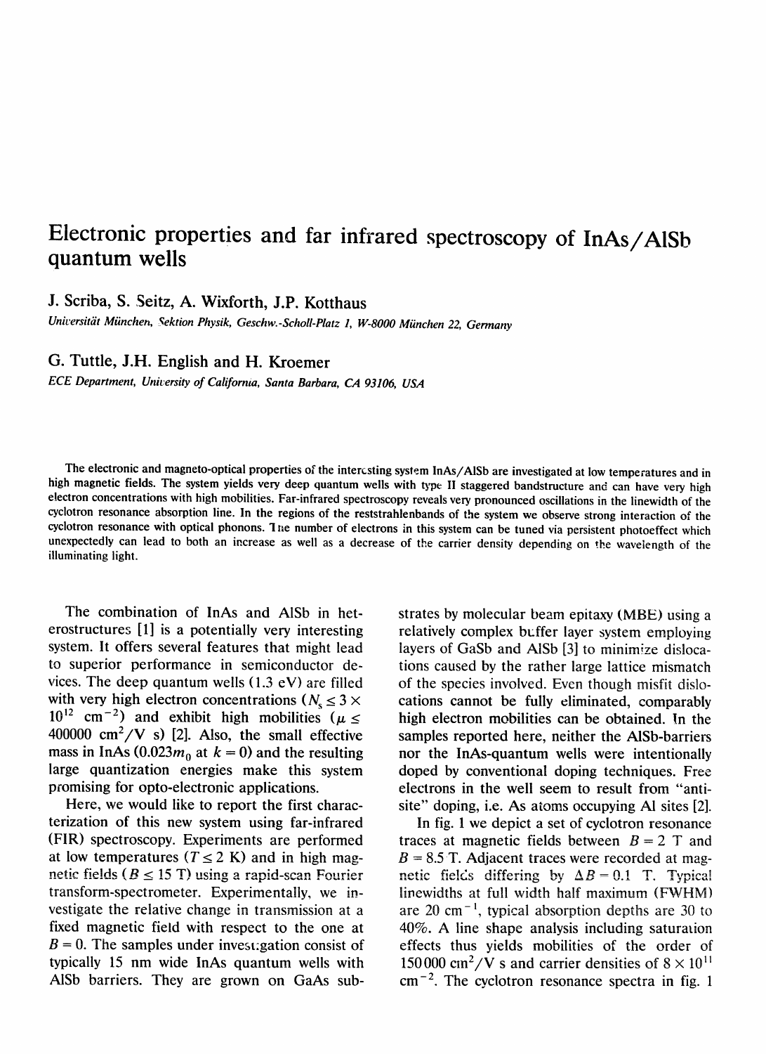# Electronic properties and far infrared spectroscopy of InAs/AlSb quantum wells

J. Scriba, S. Seitz, A. Wixforth, J.P. Kotthaus

*Universität München, Sektion Physik, Geschw.-Scholl-Platz 1, W-8000 München 22, Germany*

G. Tuttle, J.H. English and H. Kroemer

*ECE Department, University of California, Santa Barbara, CA 93106, USA*

The electronic and magneto-optical properties of the interesting system InAs/AlSb are investigated at low temperatures and in high magnetic fields. The system yields very deep quantum wells with type II staggered bandstructure and can have very high electron concentrations with high mobilities. Far-infrared spectroscopy reveals very pronounced oscillations in the linewidth of the cyclotron resonance absorption line. In the regions of the reststrahlenbands of the system we observe strong interaction of the cyclotron resonance with optical phonons. The number of electrons in this system can be tuned via persistent photoeffect which unexpectedly can lead to both an increase as well as a decrease of the carrier density depending on the wavelength of the illuminating light.

The combination of InAs and AlSb in heterostructures [1] is a potentially very interesting system. It offers several features that might lead to superior performance in semiconductor devices. The deep quantum wells (1.3 eV) are filled with very high electron concentrations ($N_s \leq 3 \times 10^{12}$ cm$^{-2}$) and exhibit high mobilities ($\mu \leq 400000$ cm$^2$/V s) [2]. Also, the small effective mass in InAs ($0.023 m_0$ at $k = 0$) and the resulting large quantization energies make this system promising for opto-electronic applications.

Here, we would like to report the first characterization of this new system using far-infrared (FIR) spectroscopy. Experiments are performed at low temperatures ($T \leq 2$ K) and in high magnetic fields ($B \leq 15$ T) using a rapid-scan Fourier transform-spectrometer. Experimentally, we investigate the relative change in transmission at a fixed magnetic field with respect to the one at $B = 0$. The samples under investigation consist of typically 15 nm wide InAs quantum wells with AlSb barriers. They are grown on GaAs substrates by molecular beam epitaxy (MBE) using a relatively complex buffer layer system employing layers of GaSb and AlSb [3] to minimize dislocations caused by the rather large lattice mismatch of the species involved. Even though misfit dislocations cannot be fully eliminated, comparably high electron mobilities can be obtained. In the samples reported here, neither the AlSb-barriers nor the InAs-quantum wells were intentionally doped by conventional doping techniques. Free electrons in the well seem to result from "antisite" doping, i.e. As atoms occupying Al sites [2].

In fig. 1 we depict a set of cyclotron resonance traces at magnetic fields between $B = 2$ T and $B = 8.5$ T. Adjacent traces were recorded at magnetic fields differing by $\Delta B = 0.1$ T. Typical linewidths at full width half maximum (FWHM) are 20 cm$^{-1}$, typical absorption depths are 30 to 40%. A line shape analysis including saturation effects thus yields mobilities of the order of 150 000 cm$^2$/V s and carrier densities of $8 \times 10^{11}$ cm$^{-2}$. The cyclotron resonance spectra in fig. 1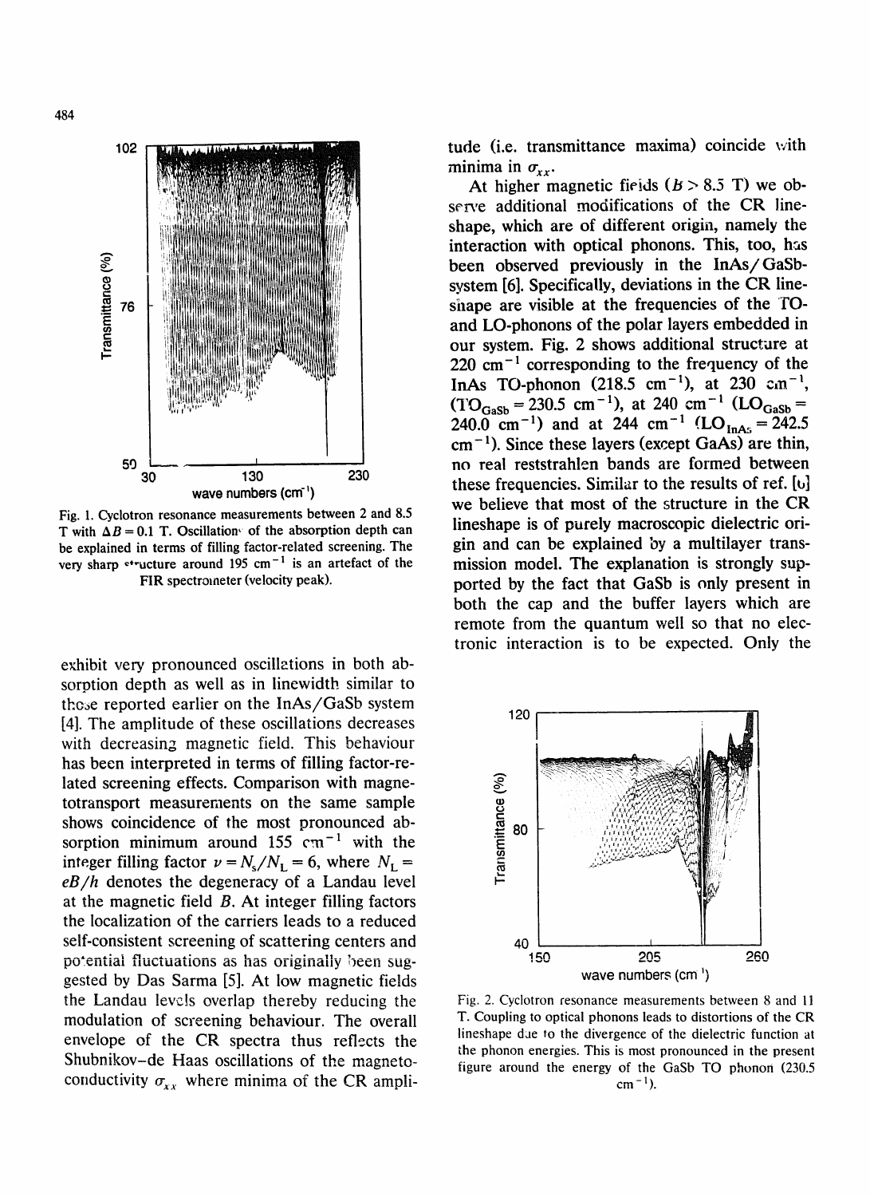Fig. 1. Cyclotron resonance measurements between 2 and 8.5 T with $\Delta B = 0.1$ T. Oscillations of the absorption depth can be explained in terms of filling factor-related screening. The very sharp structure around 195 $cm^{-1}$ is an artefact of the FIR spectrometer (velocity peak).

exhibit very pronounced oscillations in both absorption depth as well as in linewidth similar to those reported earlier on the InAs/GaSb system [4]. The amplitude of these oscillations decreases with decreasing magnetic field. This behaviour has been interpreted in terms of filling factor-related screening effects. Comparison with magnetotransport measurements on the same sample shows coincidence of the most pronounced absorption minimum around 155 $cm^{-1}$ with the integer filling factor $\nu = N_s/N_L = 6$, where $N_L = eB/h$ denotes the degeneracy of a Landau level at the magnetic field $B$. At integer filling factors the localization of the carriers leads to a reduced self-consistent screening of scattering centers and potential fluctuations as has originally been suggested by Das Sarma [5]. At low magnetic fields the Landau levels overlap thereby reducing the modulation of screening behaviour. The overall envelope of the CR spectra thus reflects the Shubnikov–de Haas oscillations of the magnetoconductivity $\sigma_{xx}$ where minima of the CR amplitude (i.e. transmittance maxima) coincide with minima in $\sigma_{xx}$.

At higher magnetic fields ($B > 8.5$ T) we observe additional modifications of the CR lineshape, which are of different origin, namely the interaction with optical phonons. This, too, has been observed previously in the InAs/GaSb-system [6]. Specifically, deviations in the CR lineshape are visible at the frequencies of the TO- and LO-phonons of the polar layers embedded in our system. Fig. 2 shows additional structure at 220 $cm^{-1}$ corresponding to the frequency of the InAs TO-phonon (218.5 $cm^{-1}$), at 230 $cm^{-1}$, ($TO_{GaSb} = 230.5$ $cm^{-1}$), at 240 $cm^{-1}$ ($LO_{GaSb} = 240.0$ $cm^{-1}$) and at 244 $cm^{-1}$ ($LO_{InAs} = 242.5$ $cm^{-1}$). Since these layers (except GaAs) are thin, no real reststrahlen bands are formed between these frequencies. Similar to the results of ref. [6] we believe that most of the structure in the CR lineshape is of purely macroscopic dielectric origin and can be explained by a multilayer transmission model. The explanation is strongly supported by the fact that GaSb is only present in both the cap and the buffer layers which are remote from the quantum well so that no electronic interaction is to be expected. Only the

Fig. 2. Cyclotron resonance measurements between 8 and 11 T. Coupling to optical phonons leads to distortions of the CR lineshape due to the divergence of the dielectric function at the phonon energies. This is most pronounced in the present figure around the energy of the GaSb TO phonon (230.5 $cm^{-1}$).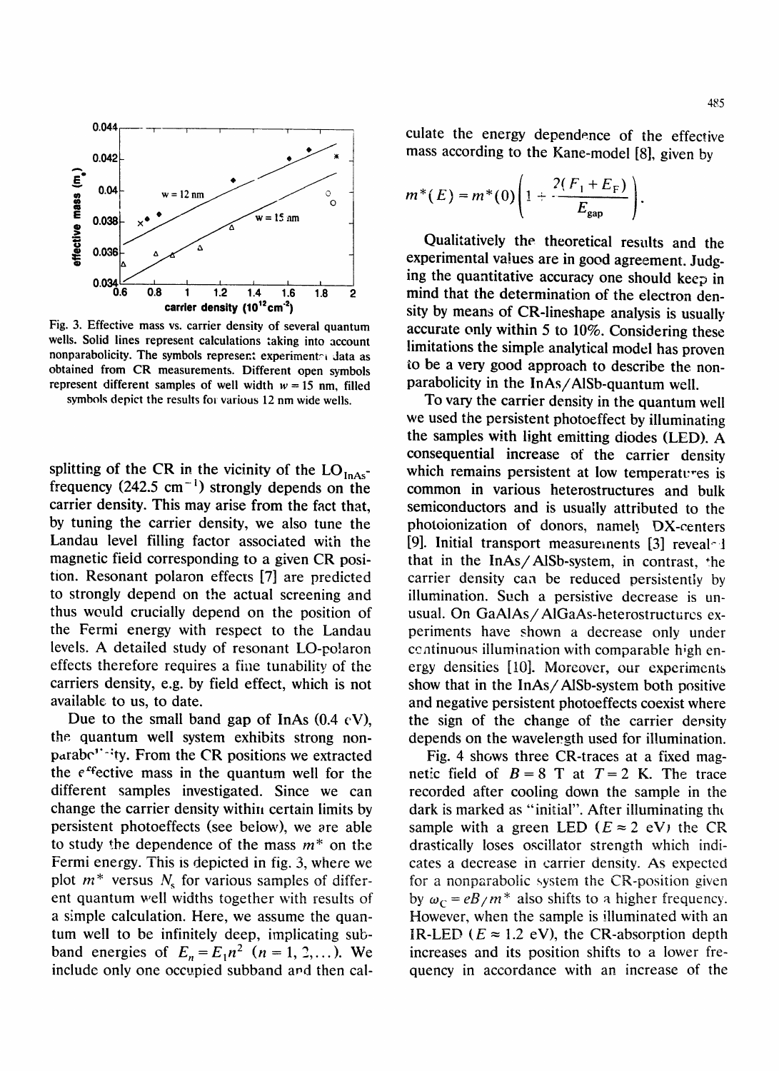Fig. 3. Effective mass vs. carrier density of several quantum wells. Solid lines represent calculations taking into account nonparabolicity. The symbols represent experimental data as obtained from CR measurements. Different open symbols represent different samples of well width $w = 15$ nm, filled symbols depict the results for various 12 nm wide wells.

splitting of the CR in the vicinity of the $LO_{InAs}$-frequency (242.5 cm$^{-1}$) strongly depends on the carrier density. This may arise from the fact that, by tuning the carrier density, we also tune the Landau level filling factor associated with the magnetic field corresponding to a given CR position. Resonant polaron effects [7] are predicted to strongly depend on the actual screening and thus would crucially depend on the position of the Fermi energy with respect to the Landau levels. A detailed study of resonant LO-polaron effects therefore requires a fine tunability of the carriers density, e.g. by field effect, which is not available to us, to date.

Due to the small band gap of InAs (0.4 eV), the quantum well system exhibits strong nonparabolicity. From the CR positions we extracted the effective mass in the quantum well for the different samples investigated. Since we can change the carrier density within certain limits by persistent photoeffects (see below), we are able to study the dependence of the mass $m^*$ on the Fermi energy. This is depicted in fig. 3, where we plot $m^*$ versus $N_s$ for various samples of different quantum well widths together with results of a simple calculation. Here, we assume the quantum well to be infinitely deep, implicating subband energies of $E_n = E_1 n^2$ $(n = 1, 2, \dots)$. We include only one occupied subband and then calculate the energy dependence of the effective mass according to the Kane-model [8], given by

$$m^*(E) = m^*(0)\left(1 + \frac{2(F_1 + E_F)}{E_{gap}}\right).$$

Qualitatively the theoretical results and the experimental values are in good agreement. Judging the quantitative accuracy one should keep in mind that the determination of the electron density by means of CR-lineshape analysis is usually accurate only within 5 to 10%. Considering these limitations the simple analytical model has proven to be a very good approach to describe the nonparabolicity in the InAs/AlSb-quantum well.

To vary the carrier density in the quantum well we used the persistent photoeffect by illuminating the samples with light emitting diodes (LED). A consequential increase of the carrier density which remains persistent at low temperatures is common in various heterostructures and bulk semiconductors and is usually attributed to the photoionization of donors, namely DX-centers [9]. Initial transport measurements [3] revealed that in the InAs/AlSb-system, in contrast, the carrier density can be reduced persistently by illumination. Such a persistive decrease is unusual. On GaAlAs/AlGaAs-heterostructures experiments have shown a decrease only under continuous illumination with comparable high energy densities [10]. Moreover, our experiments show that in the InAs/AlSb-system both positive and negative persistent photoeffects coexist where the sign of the change of the carrier density depends on the wavelength used for illumination.

Fig. 4 shows three CR-traces at a fixed magnetic field of $B = 8$ T at $T = 2$ K. The trace recorded after cooling down the sample in the dark is marked as "initial". After illuminating the sample with a green LED ($E \approx 2$ eV) the CR drastically loses oscillator strength which indicates a decrease in carrier density. As expected for a nonparabolic system the CR-position given by $\omega_C = eB/m^*$ also shifts to a higher frequency. However, when the sample is illuminated with an IR-LED ($E \approx 1.2$ eV), the CR-absorption depth increases and its position shifts to a lower frequency in accordance with an increase of the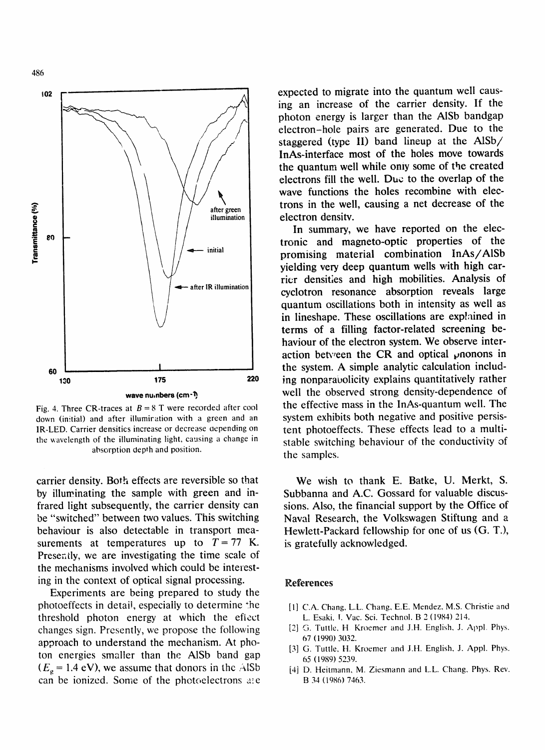Fig. 4. Three CR-traces at $B = 8$ T were recorded after cool down (initial) and after illumination with a green and an IR-LED. Carrier densities increase or decrease depending on the wavelength of the illuminating light, causing a change in absorption depth and position.

carrier density. Both effects are reversible so that by illuminating the sample with green and infrared light subsequently, the carrier density can be "switched" between two values. This switching behaviour is also detectable in transport measurements at temperatures up to $T = 77$ K. Presently, we are investigating the time scale of the mechanisms involved which could be interesting in the context of optical signal processing.

Experiments are being prepared to study the photoeffects in detail, especially to determine the threshold photon energy at which the effect changes sign. Presently, we propose the following approach to understand the mechanism. At photon energies smaller than the AlSb band gap ($E_g = 1.4$ eV), we assume that donors in the AlSb can be ionized. Some of the photoelectrons are expected to migrate into the quantum well causing an increase of the carrier density. If the photon energy is larger than the AlSb bandgap electron–hole pairs are generated. Due to the staggered (type II) band lineup at the AlSb/InAs-interface most of the holes move towards the quantum well while only some of the created electrons fill the well. Due to the overlap of the wave functions the holes recombine with electrons in the well, causing a net decrease of the electron density.

In summary, we have reported on the electronic and magneto-optic properties of the promising material combination InAs/AlSb yielding very deep quantum wells with high carrier densities and high mobilities. Analysis of cyclotron resonance absorption reveals large quantum oscillations both in intensity as well as in lineshape. These oscillations are explained in terms of a filling factor-related screening behaviour of the electron system. We observe interaction between the CR and optical phonons in the system. A simple analytic calculation including nonparabolicity explains quantitatively rather well the observed strong density-dependence of the effective mass in the InAs-quantum well. The system exhibits both negative and positive persistent photoeffects. These effects lead to a multistable switching behaviour of the conductivity of the samples.

We wish to thank E. Batke, U. Merkt, S. Subbanna and A.C. Gossard for valuable discussions. Also, the financial support by the Office of Naval Research, the Volkswagen Stiftung and a Hewlett-Packard fellowship for one of us (G. T.), is gratefully acknowledged.

## References

[1] C.A. Chang, L.L. Chang, E.E. Mendez, M.S. Christie and L. Esaki, J. Vac. Sci. Technol. B 2 (1984) 214.

[2] G. Tuttle, H. Kroemer and J.H. English, J. Appl. Phys. 67 (1990) 3032.

[3] G. Tuttle, H. Kroemer and J.H. English, J. Appl. Phys. 65 (1989) 5239.

[4] D. Heitmann, M. Ziesmann and L.L. Chang, Phys. Rev. B 34 (1986) 7463.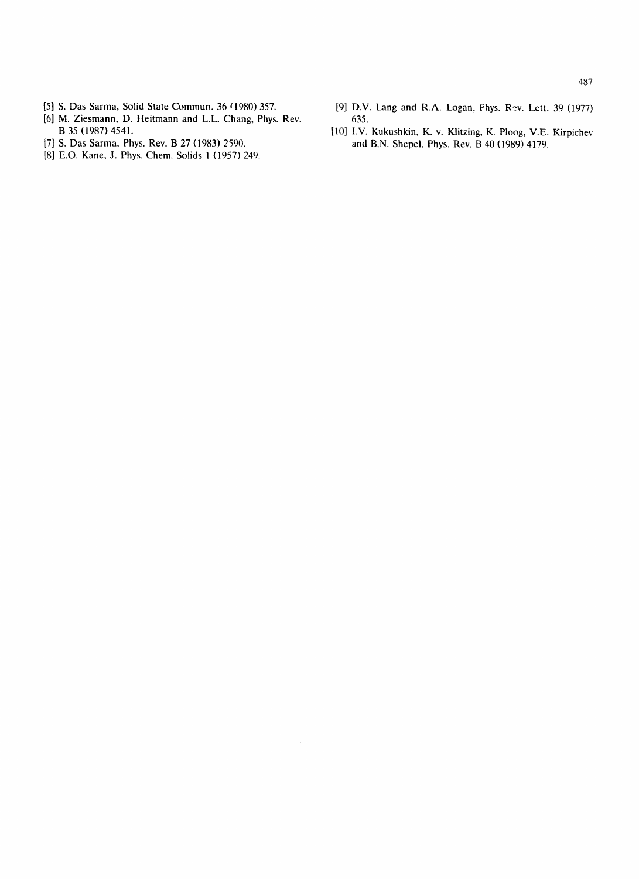[5] S. Das Sarma, Solid State Commun. 36 (1980) 357.

[6] M. Ziesmann, D. Heitmann and L.L. Chang, Phys. Rev. B 35 (1987) 4541.

[7] S. Das Sarma, Phys. Rev. B 27 (1983) 2590.

[8] E.O. Kane, J. Phys. Chem. Solids 1 (1957) 249.

[9] D.V. Lang and R.A. Logan, Phys. Rev. Lett. 39 (1977) 635.

[10] I.V. Kukushkin, K. v. Klitzing, K. Ploog, V.E. Kirpichev and B.N. Shepel, Phys. Rev. B 40 (1989) 4179.